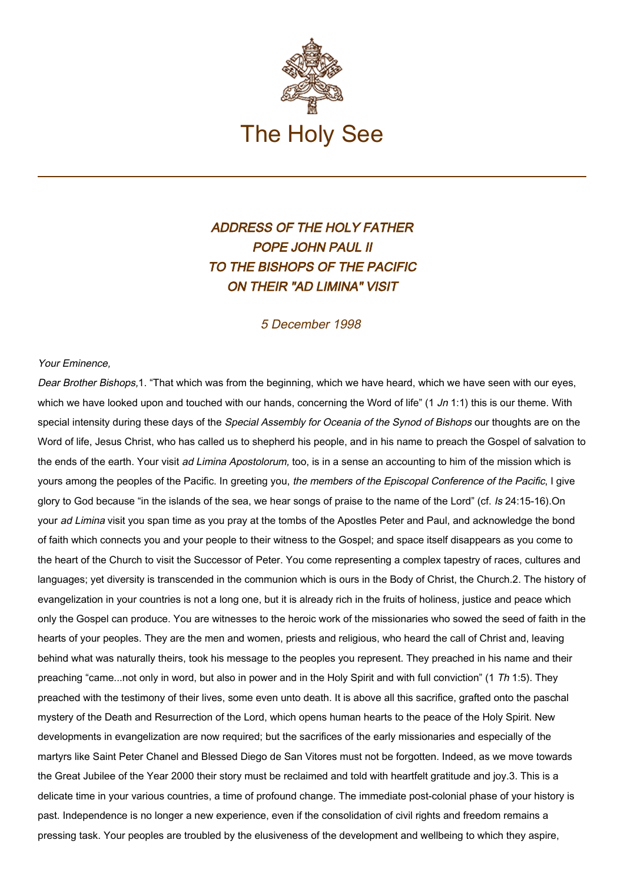# The Holy See

## *ADDRESS OF THE HOLY FATHER POPE JOHN PAUL II TO THE BISHOPS OF THE PACIFIC ON THEIR "AD LIMINA" VISIT*

*5 December 1998*

*Your Eminence,*

*Dear Brother Bishops,*

1. "That which was from the beginning, which we have heard, which we have seen with our eyes, which we have looked upon and touched with our hands, concerning the Word of life" (1 *Jn* 1:1) this is our theme. With special intensity during these days of the *Special Assembly for Oceania of the Synod of Bishops* our thoughts are on the Word of life, Jesus Christ, who has called us to shepherd his people, and in his name to preach the Gospel of salvation to the ends of the earth. Your visit *ad Limina Apostolorum,* too, is in a sense an accounting to him of the mission which is yours among the peoples of the Pacific. In greeting you, *the members of the Episcopal Conference of the Pacific*, I give glory to God because "in the islands of the sea, we hear songs of praise to the name of the Lord" (cf. *Is* 24:15-16).

On your *ad Limina* visit you span time as you pray at the tombs of the Apostles Peter and Paul, and acknowledge the bond of faith which connects you and your people to their witness to the Gospel; and space itself disappears as you come to the heart of the Church to visit the Successor of Peter. You come representing a complex tapestry of races, cultures and languages; yet diversity is transcended in the communion which is ours in the Body of Christ, the Church.

2. The history of evangelization in your countries is not a long one, but it is already rich in the fruits of holiness, justice and peace which only the Gospel can produce. You are witnesses to the heroic work of the missionaries who sowed the seed of faith in the hearts of your peoples. They are the men and women, priests and religious, who heard the call of Christ and, leaving behind what was naturally theirs, took his message to the peoples you represent. They preached in his name and their preaching "came...not only in word, but also in power and in the Holy Spirit and with full conviction" (1 *Th* 1:5). They preached with the testimony of their lives, some even unto death. It is above all this sacrifice, grafted onto the paschal mystery of the Death and Resurrection of the Lord, which opens human hearts to the peace of the Holy Spirit. New developments in evangelization are now required; but the sacrifices of the early missionaries and especially of the martyrs like Saint Peter Chanel and Blessed Diego de San Vitores must not be forgotten. Indeed, as we move towards the Great Jubilee of the Year 2000 their story must be reclaimed and told with heartfelt gratitude and joy.

3. This is a delicate time in your various countries, a time of profound change. The immediate post-colonial phase of your history is past. Independence is no longer a new experience, even if the consolidation of civil rights and freedom remains a pressing task. Your peoples are troubled by the elusiveness of the development and wellbeing to which they aspire,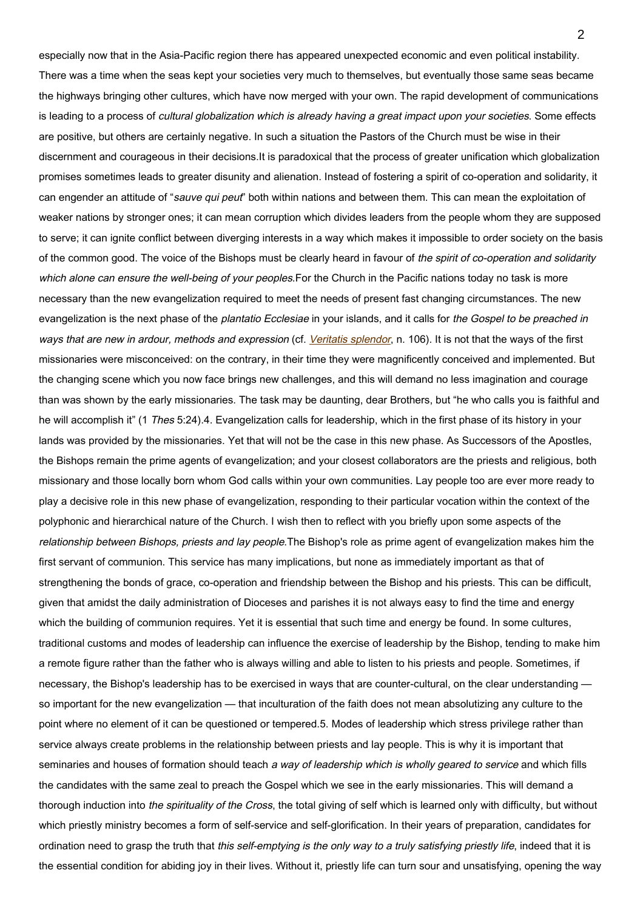especially now that in the Asia-Pacific region there has appeared unexpected economic and even political instability. There was a time when the seas kept your societies very much to themselves, but eventually those same seas became the highways bringing other cultures, which have now merged with your own. The rapid development of communications is leading to a process of *cultural globalization which is already having a great impact upon your societies*. Some effects are positive, but others are certainly negative. In such a situation the Pastors of the Church must be wise in their discernment and courageous in their decisions.It is paradoxical that the process of greater unification which globalization promises sometimes leads to greater disunity and alienation. Instead of fostering a spirit of co-operation and solidarity, it can engender an attitude of "*sauve qui peut*" both within nations and between them. This can mean the exploitation of weaker nations by stronger ones; it can mean corruption which divides leaders from the people whom they are supposed to serve; it can ignite conflict between diverging interests in a way which makes it impossible to order society on the basis of the common good. The voice of the Bishops must be clearly heard in favour of *the spirit of co-operation and solidarity which alone can ensure the well-being of your peoples*.For the Church in the Pacific nations today no task is more necessary than the new evangelization required to meet the needs of present fast changing circumstances. The new evangelization is the next phase of the *plantatio Ecclesiae* in your islands, and it calls for *the Gospel to be preached in ways that are new in ardour, methods and expression* (cf. *Veritatis splendor*, n. 106). It is not that the ways of the first missionaries were misconceived: on the contrary, in their time they were magnificently conceived and implemented. But the changing scene which you now face brings new challenges, and this will demand no less imagination and courage than was shown by the early missionaries. The task may be daunting, dear Brothers, but "he who calls you is faithful and he will accomplish it" (1 *Thes* 5:24).4. Evangelization calls for leadership, which in the first phase of its history in your lands was provided by the missionaries. Yet that will not be the case in this new phase. As Successors of the Apostles, the Bishops remain the prime agents of evangelization; and your closest collaborators are the priests and religious, both missionary and those locally born whom God calls within your own communities. Lay people too are ever more ready to play a decisive role in this new phase of evangelization, responding to their particular vocation within the context of the polyphonic and hierarchical nature of the Church. I wish then to reflect with you briefly upon some aspects of the *relationship between Bishops, priests and lay people*.The Bishop's role as prime agent of evangelization makes him the first servant of communion. This service has many implications, but none as immediately important as that of strengthening the bonds of grace, co-operation and friendship between the Bishop and his priests. This can be difficult, given that amidst the daily administration of Dioceses and parishes it is not always easy to find the time and energy which the building of communion requires. Yet it is essential that such time and energy be found. In some cultures, traditional customs and modes of leadership can influence the exercise of leadership by the Bishop, tending to make him a remote figure rather than the father who is always willing and able to listen to his priests and people. Sometimes, if necessary, the Bishop's leadership has to be exercised in ways that are counter-cultural, on the clear understanding — so important for the new evangelization — that inculturation of the faith does not mean absolutizing any culture to the point where no element of it can be questioned or tempered.5. Modes of leadership which stress privilege rather than service always create problems in the relationship between priests and lay people. This is why it is important that seminaries and houses of formation should teach *a way of leadership which is wholly geared to service* and which fills the candidates with the same zeal to preach the Gospel which we see in the early missionaries. This will demand a thorough induction into *the spirituality of the Cross*, the total giving of self which is learned only with difficulty, but without which priestly ministry becomes a form of self-service and self-glorification. In their years of preparation, candidates for ordination need to grasp the truth that *this self-emptying is the only way to a truly satisfying priestly life*, indeed that it is the essential condition for abiding joy in their lives. Without it, priestly life can turn sour and unsatisfying, opening the way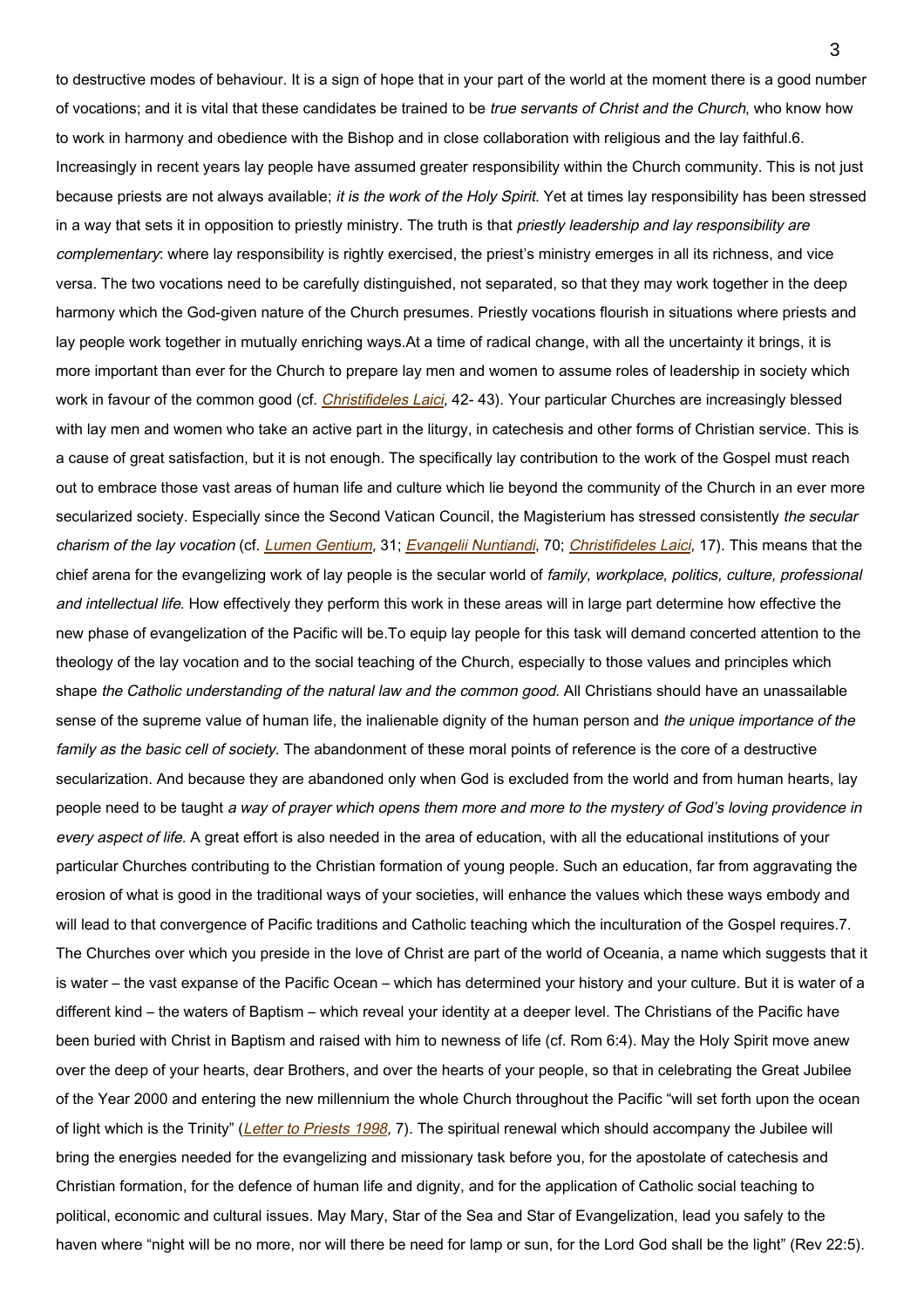to destructive modes of behaviour. It is a sign of hope that in your part of the world at the moment there is a good number of vocations; and it is vital that these candidates be trained to be *true servants of Christ and the Church*, who know how to work in harmony and obedience with the Bishop and in close collaboration with religious and the lay faithful.

6. Increasingly in recent years lay people have assumed greater responsibility within the Church community. This is not just because priests are not always available; *it is the work of the Holy Spirit*. Yet at times lay responsibility has been stressed in a way that sets it in opposition to priestly ministry. The truth is that *priestly leadership and lay responsibility are complementary*: where lay responsibility is rightly exercised, the priest's ministry emerges in all its richness, and vice versa. The two vocations need to be carefully distinguished, not separated, so that they may work together in the deep harmony which the God-given nature of the Church presumes. Priestly vocations flourish in situations where priests and lay people work together in mutually enriching ways.

At a time of radical change, with all the uncertainty it brings, it is more important than ever for the Church to prepare lay men and women to assume roles of leadership in society which work in favour of the common good (cf. *Christifideles Laici*, 42- 43). Your particular Churches are increasingly blessed with lay men and women who take an active part in the liturgy, in catechesis and other forms of Christian service. This is a cause of great satisfaction, but it is not enough. The specifically lay contribution to the work of the Gospel must reach out to embrace those vast areas of human life and culture which lie beyond the community of the Church in an ever more secularized society. Especially since the Second Vatican Council, the Magisterium has stressed consistently *the secular charism of the lay vocation* (cf. *Lumen Gentium*, 31; *Evangelii Nuntiandi*, 70; *Christifideles Laici*, 17). This means that the chief arena for the evangelizing work of lay people is the secular world of *family, workplace, politics, culture, professional and intellectual life*. How effectively they perform this work in these areas will in large part determine how effective the new phase of evangelization of the Pacific will be.

To equip lay people for this task will demand concerted attention to the theology of the lay vocation and to the social teaching of the Church, especially to those values and principles which shape *the Catholic understanding of the natural law and the common good*. All Christians should have an unassailable sense of the supreme value of human life, the inalienable dignity of the human person and *the unique importance of the family as the basic cell of society*. The abandonment of these moral points of reference is the core of a destructive secularization. And because they are abandoned only when God is excluded from the world and from human hearts, lay people need to be taught *a way of prayer which opens them more and more to the mystery of God's loving providence in every aspect of life*. A great effort is also needed in the area of education, with all the educational institutions of your particular Churches contributing to the Christian formation of young people. Such an education, far from aggravating the erosion of what is good in the traditional ways of your societies, will enhance the values which these ways embody and will lead to that convergence of Pacific traditions and Catholic teaching which the inculturation of the Gospel requires.

7. The Churches over which you preside in the love of Christ are part of the world of Oceania, a name which suggests that it is water – the vast expanse of the Pacific Ocean – which has determined your history and your culture. But it is water of a different kind – the waters of Baptism – which reveal your identity at a deeper level. The Christians of the Pacific have been buried with Christ in Baptism and raised with him to newness of life (cf. Rom 6:4). May the Holy Spirit move anew over the deep of your hearts, dear Brothers, and over the hearts of your people, so that in celebrating the Great Jubilee of the Year 2000 and entering the new millennium the whole Church throughout the Pacific "will set forth upon the ocean of light which is the Trinity" (*Letter to Priests 1998*, 7). The spiritual renewal which should accompany the Jubilee will bring the energies needed for the evangelizing and missionary task before you, for the apostolate of catechesis and Christian formation, for the defence of human life and dignity, and for the application of Catholic social teaching to political, economic and cultural issues. May Mary, Star of the Sea and Star of Evangelization, lead you safely to the haven where "night will be no more, nor will there be need for lamp or sun, for the Lord God shall be the light" (Rev 22:5).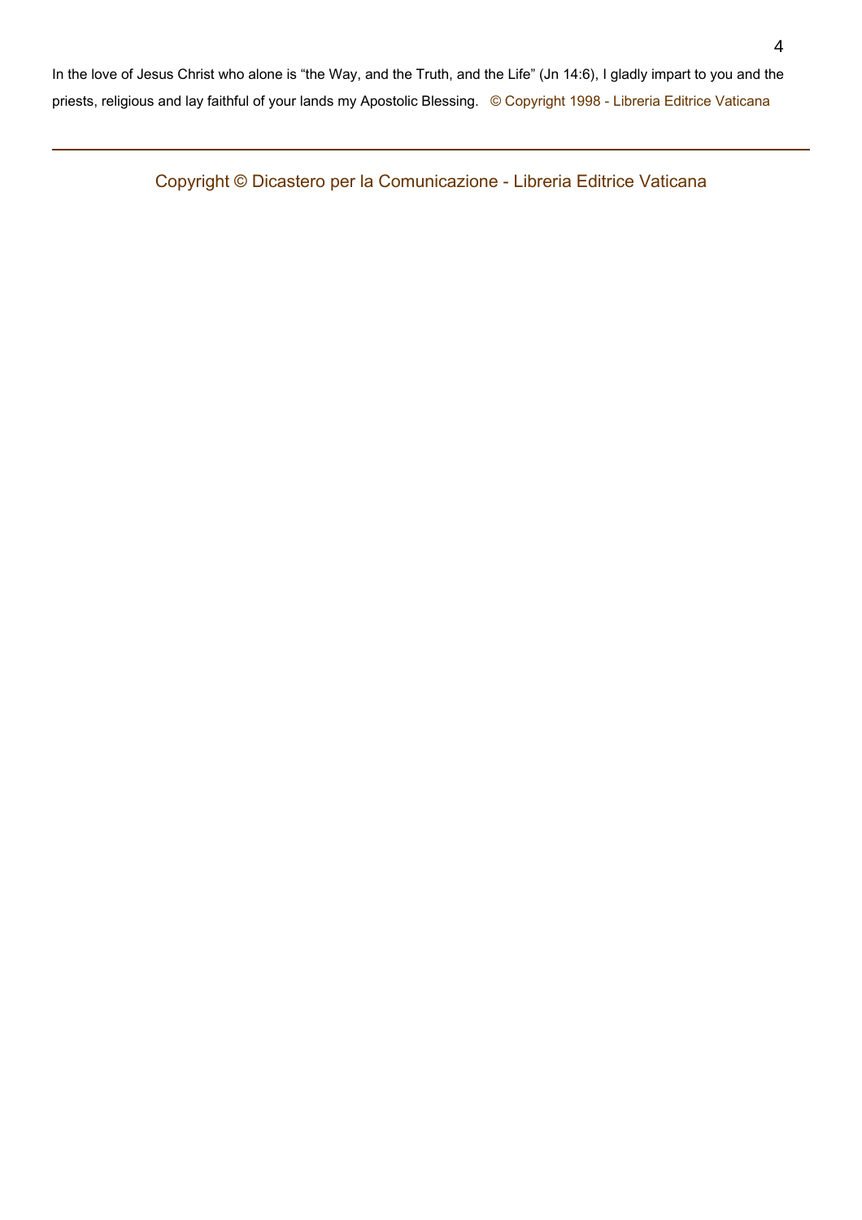In the love of Jesus Christ who alone is “the Way, and the Truth, and the Life” (Jn 14:6), I gladly impart to you and the priests, religious and lay faithful of your lands my Apostolic Blessing.   © Copyright 1998 - Libreria Editrice Vaticana

---

Copyright © Dicastero per la Comunicazione - Libreria Editrice Vaticana